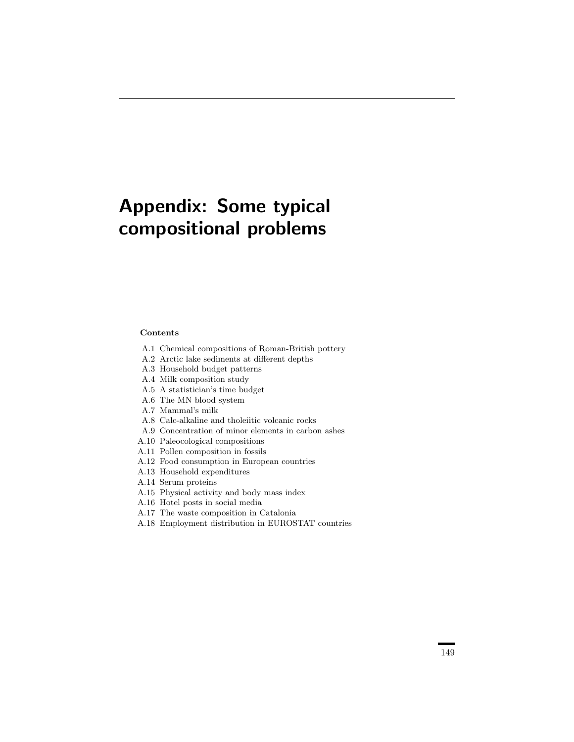# Appendix: Some typical compositional problems

**Contents**

- A.1 Chemical compositions of Roman-British pottery
- A.2 Arctic lake sediments at different depths
- A.3 Household budget patterns
- A.4 Milk composition study
- A.5 A statistician's time budget
- A.6 The MN blood system
- A.7 Mammal's milk
- A.8 Calc-alkaline and tholeiitic volcanic rocks
- A.9 Concentration of minor elements in carbon ashes
- A.10 Paleocological compositions
- A.11 Pollen composition in fossils
- A.12 Food consumption in European countries
- A.13 Household expenditures
- A.14 Serum proteins
- A.15 Physical activity and body mass index
- A.16 Hotel posts in social media
- A.17 The waste composition in Catalonia
- A.18 Employment distribution in EUROSTAT countries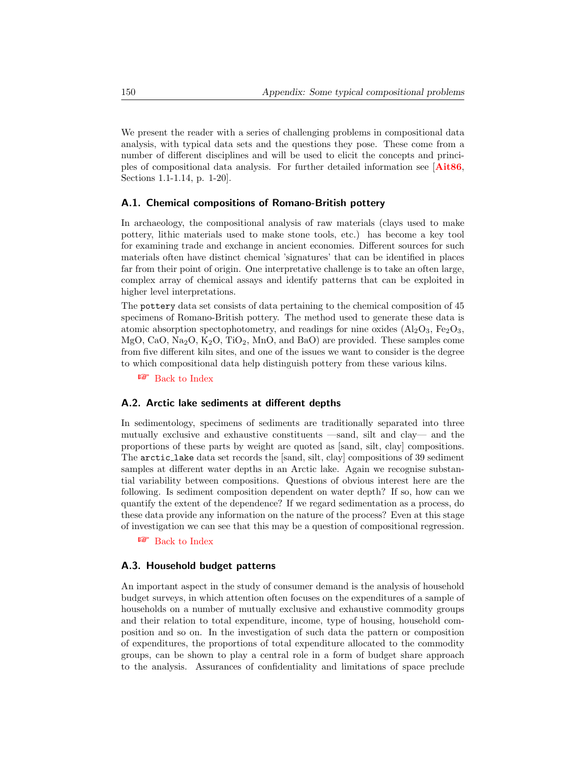We present the reader with a series of challenging problems in compositional data analysis, with typical data sets and the questions they pose. These come from a number of different disciplines and will be used to elicit the concepts and principles of compositional data analysis. For further detailed information see [**Ait86**, Sections 1.1-1.14, p. 1-20].

### A.1. Chemical compositions of Romano-British pottery

In archaeology, the compositional analysis of raw materials (clays used to make pottery, lithic materials used to make stone tools, etc.) has become a key tool for examining trade and exchange in ancient economies. Different sources for such materials often have distinct chemical 'signatures' that can be identified in places far from their point of origin. One interpretative challenge is to take an often large, complex array of chemical assays and identify patterns that can be exploited in higher level interpretations.

The `pottery` data set consists of data pertaining to the chemical composition of 45 specimens of Romano-British pottery. The method used to generate these data is atomic absorption spectophotometry, and readings for nine oxides ($Al_2O_3$, $Fe_2O_3$, MgO, CaO, $Na_2O$, $K_2O$, $TiO_2$, MnO, and BaO) are provided. These samples come from five different kiln sites, and one of the issues we want to consider is the degree to which compositional data help distinguish pottery from these various kilns.

☞ Back to Index

### A.2. Arctic lake sediments at different depths

In sedimentology, specimens of sediments are traditionally separated into three mutually exclusive and exhaustive constituents —sand, silt and clay— and the proportions of these parts by weight are quoted as [sand, silt, clay] compositions. The `arctic_lake` data set records the [sand, silt, clay] compositions of 39 sediment samples at different water depths in an Arctic lake. Again we recognise substantial variability between compositions. Questions of obvious interest here are the following. Is sediment composition dependent on water depth? If so, how can we quantify the extent of the dependence? If we regard sedimentation as a process, do these data provide any information on the nature of the process? Even at this stage of investigation we can see that this may be a question of compositional regression.

☞ Back to Index

### A.3. Household budget patterns

An important aspect in the study of consumer demand is the analysis of household budget surveys, in which attention often focuses on the expenditures of a sample of households on a number of mutually exclusive and exhaustive commodity groups and their relation to total expenditure, income, type of housing, household composition and so on. In the investigation of such data the pattern or composition of expenditures, the proportions of total expenditure allocated to the commodity groups, can be shown to play a central role in a form of budget share approach to the analysis. Assurances of confidentiality and limitations of space preclude